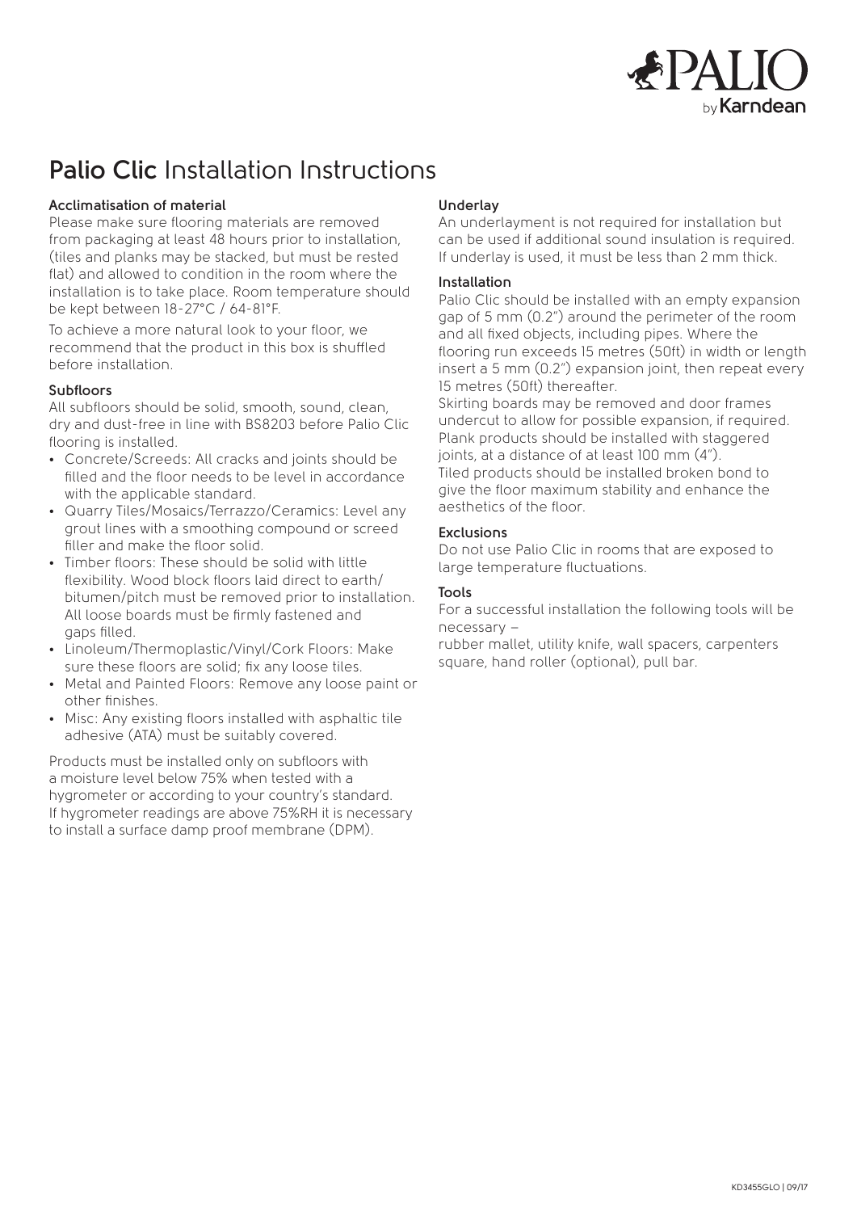# **Palio Clic** Installation Instructions

### Acclimatisation of material

Please make sure flooring materials are removed from packaging at least 48 hours prior to installation, (tiles and planks may be stacked, but must be rested flat) and allowed to condition in the room where the installation is to take place. Room temperature should be kept between 18-27°C / 64-81°F.

To achieve a more natural look to your floor, we recommend that the product in this box is shuffled before installation.

### Subfloors

All subfloors should be solid, smooth, sound, clean, dry and dust-free in line with BS8203 before Palio Clic flooring is installed.

- Concrete/Screeds: All cracks and joints should be filled and the floor needs to be level in accordance with the applicable standard.
- Quarry Tiles/Mosaics/Terrazzo/Ceramics: Level any grout lines with a smoothing compound or screed filler and make the floor solid.
- Timber floors: These should be solid with little flexibility. Wood block floors laid direct to earth/bitumen/pitch must be removed prior to installation. All loose boards must be firmly fastened and gaps filled.
- Linoleum/Thermoplastic/Vinyl/Cork Floors: Make sure these floors are solid; fix any loose tiles.
- Metal and Painted Floors: Remove any loose paint or other finishes.
- Misc: Any existing floors installed with asphaltic tile adhesive (ATA) must be suitably covered.

Products must be installed only on subfloors with a moisture level below 75% when tested with a hygrometer or according to your country's standard. If hygrometer readings are above 75%RH it is necessary to install a surface damp proof membrane (DPM).

### Underlay

An underlayment is not required for installation but can be used if additional sound insulation is required. If underlay is used, it must be less than 2 mm thick.

### Installation

Palio Clic should be installed with an empty expansion gap of 5 mm (0.2") around the perimeter of the room and all fixed objects, including pipes. Where the flooring run exceeds 15 metres (50ft) in width or length insert a 5 mm (0.2") expansion joint, then repeat every 15 metres (50ft) thereafter.

Skirting boards may be removed and door frames undercut to allow for possible expansion, if required.

Plank products should be installed with staggered joints, at a distance of at least 100 mm (4").

Tiled products should be installed broken bond to give the floor maximum stability and enhance the aesthetics of the floor.

### Exclusions

Do not use Palio Clic in rooms that are exposed to large temperature fluctuations.

### Tools

For a successful installation the following tools will be necessary –

rubber mallet, utility knife, wall spacers, carpenters square, hand roller (optional), pull bar.

KD3455GLO | 09/17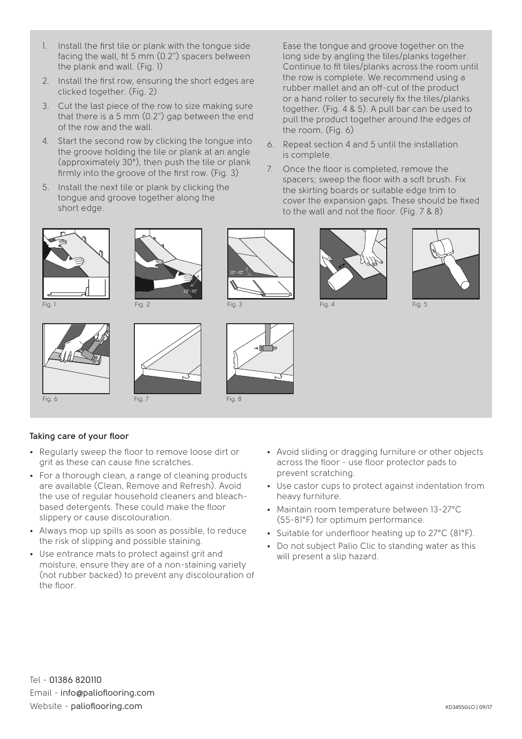1. Install the first tile or plank with the tongue side facing the wall, fit 5 mm (0.2") spacers between the plank and wall. (Fig. 1)
2. Install the first row, ensuring the short edges are clicked together. (Fig. 2)
3. Cut the last piece of the row to size making sure that there is a 5 mm (0.2") gap between the end of the row and the wall.
4. Start the second row by clicking the tongue into the groove holding the tile or plank at an angle (approximately 30°), then push the tile or plank firmly into the groove of the first row. (Fig. 3)
5. Install the next tile or plank by clicking the tongue and groove together along the short edge.

   Ease the tongue and groove together on the long side by angling the tiles/planks together. Continue to fit tiles/planks across the room until the row is complete. We recommend using a rubber mallet and an off-cut of the product or a hand roller to securely fix the tiles/planks together. (Fig. 4 & 5). A pull bar can be used to pull the product together around the edges of the room. (Fig. 6)
6. Repeat section 4 and 5 until the installation is complete.
7. Once the floor is completed, remove the spacers; sweep the floor with a soft brush. Fix the skirting boards or suitable edge trim to cover the expansion gaps. These should be fixed to the wall and not the floor. (Fig. 7 & 8)

Fig. 1

Fig. 2

20°-30°

Fig. 3

20°-30°

Fig. 4

Fig. 5

Fig. 6

Fig. 7

Fig. 8

## Taking care of your floor

- Regularly sweep the floor to remove loose dirt or grit as these can cause fine scratches.
- For a thorough clean, a range of cleaning products are available (Clean, Remove and Refresh). Avoid the use of regular household cleaners and bleach-based detergents. These could make the floor slippery or cause discolouration.
- Always mop up spills as soon as possible, to reduce the risk of slipping and possible staining.
- Use entrance mats to protect against grit and moisture, ensure they are of a non-staining variety (not rubber backed) to prevent any discolouration of the floor.
- Avoid sliding or dragging furniture or other objects across the floor - use floor protector pads to prevent scratching.
- Use castor cups to protect against indentation from heavy furniture.
- Maintain room temperature between 13-27°C (55-81°F) for optimum performance.
- Suitable for underfloor heating up to 27°C (81°F).
- Do not subject Palio Clic to standing water as this will present a slip hazard.

Tel - 01386 820110

Email - info@palioflooring.com

Website - palioflooring.com

KD3455GLO | 09/17